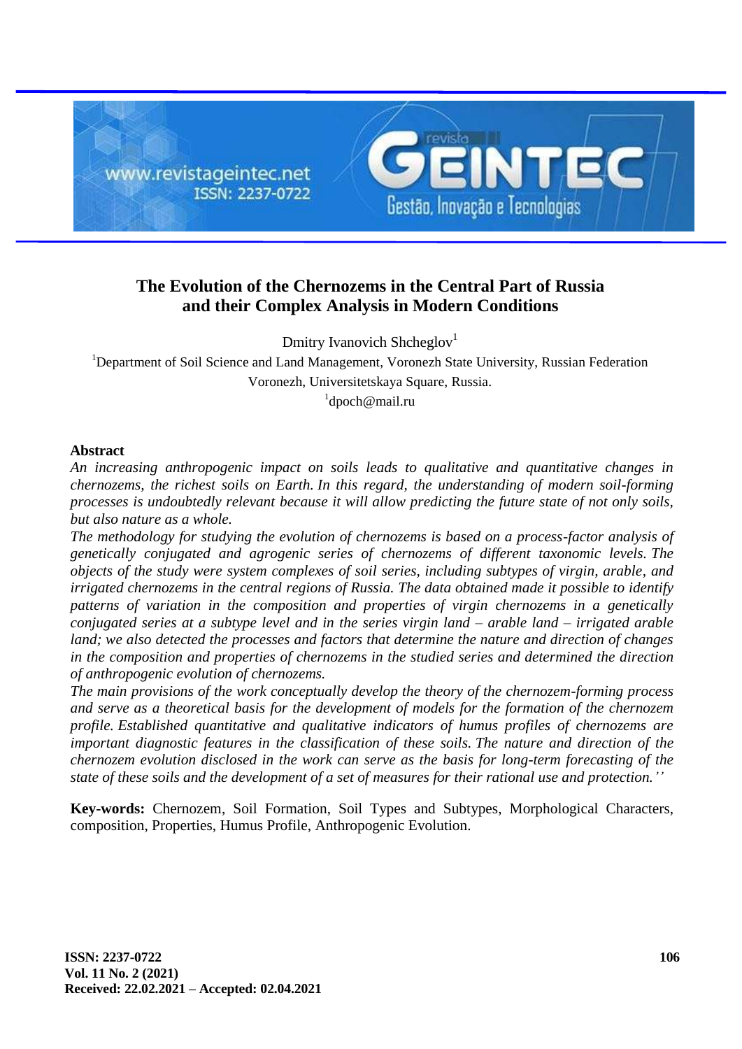# The Evolution of the Chernozems in the Central Part of Russia and their Complex Analysis in Modern Conditions

Dmitry Ivanovich Shcheglov[1]

[1]Department of Soil Science and Land Management, Voronezh State University, Russian Federation Voronezh, Universitetskaya Square, Russia.

[1]dpoch@mail.ru

## Abstract

*An increasing anthropogenic impact on soils leads to qualitative and quantitative changes in chernozems, the richest soils on Earth. In this regard, the understanding of modern soil-forming processes is undoubtedly relevant because it will allow predicting the future state of not only soils, but also nature as a whole.*

*The methodology for studying the evolution of chernozems is based on a process-factor analysis of genetically conjugated and agrogenic series of chernozems of different taxonomic levels. The objects of the study were system complexes of soil series, including subtypes of virgin, arable, and irrigated chernozems in the central regions of Russia. The data obtained made it possible to identify patterns of variation in the composition and properties of virgin chernozems in a genetically conjugated series at a subtype level and in the series virgin land – arable land – irrigated arable land; we also detected the processes and factors that determine the nature and direction of changes in the composition and properties of chernozems in the studied series and determined the direction of anthropogenic evolution of chernozems.*

*The main provisions of the work conceptually develop the theory of the chernozem-forming process and serve as a theoretical basis for the development of models for the formation of the chernozem profile. Established quantitative and qualitative indicators of humus profiles of chernozems are important diagnostic features in the classification of these soils. The nature and direction of the chernozem evolution disclosed in the work can serve as the basis for long-term forecasting of the state of these soils and the development of a set of measures for their rational use and protection.''*

**Key-words:** Chernozem, Soil Formation, Soil Types and Subtypes, Morphological Characters, composition, Properties, Humus Profile, Anthropogenic Evolution.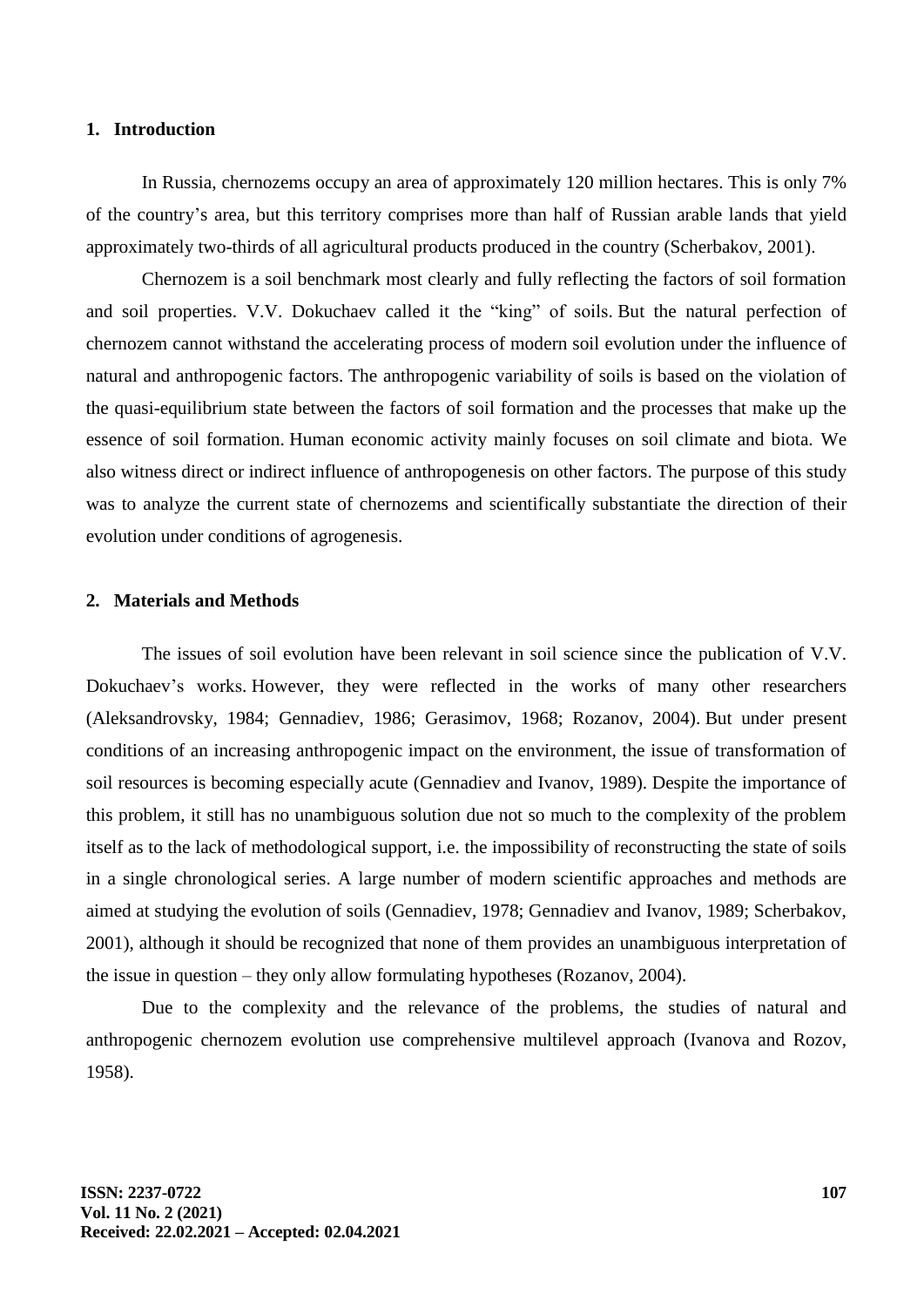## 1. Introduction

In Russia, chernozems occupy an area of approximately 120 million hectares. This is only 7% of the country's area, but this territory comprises more than half of Russian arable lands that yield approximately two-thirds of all agricultural products produced in the country (Scherbakov, 2001).

Chernozem is a soil benchmark most clearly and fully reflecting the factors of soil formation and soil properties. V.V. Dokuchaev called it the "king" of soils. But the natural perfection of chernozem cannot withstand the accelerating process of modern soil evolution under the influence of natural and anthropogenic factors. The anthropogenic variability of soils is based on the violation of the quasi-equilibrium state between the factors of soil formation and the processes that make up the essence of soil formation. Human economic activity mainly focuses on soil climate and biota. We also witness direct or indirect influence of anthropogenesis on other factors. The purpose of this study was to analyze the current state of chernozems and scientifically substantiate the direction of their evolution under conditions of agrogenesis.

## 2. Materials and Methods

The issues of soil evolution have been relevant in soil science since the publication of V.V. Dokuchaev's works. However, they were reflected in the works of many other researchers (Aleksandrovsky, 1984; Gennadiev, 1986; Gerasimov, 1968; Rozanov, 2004). But under present conditions of an increasing anthropogenic impact on the environment, the issue of transformation of soil resources is becoming especially acute (Gennadiev and Ivanov, 1989). Despite the importance of this problem, it still has no unambiguous solution due not so much to the complexity of the problem itself as to the lack of methodological support, i.e. the impossibility of reconstructing the state of soils in a single chronological series. A large number of modern scientific approaches and methods are aimed at studying the evolution of soils (Gennadiev, 1978; Gennadiev and Ivanov, 1989; Scherbakov, 2001), although it should be recognized that none of them provides an unambiguous interpretation of the issue in question – they only allow formulating hypotheses (Rozanov, 2004).

Due to the complexity and the relevance of the problems, the studies of natural and anthropogenic chernozem evolution use comprehensive multilevel approach (Ivanova and Rozov, 1958).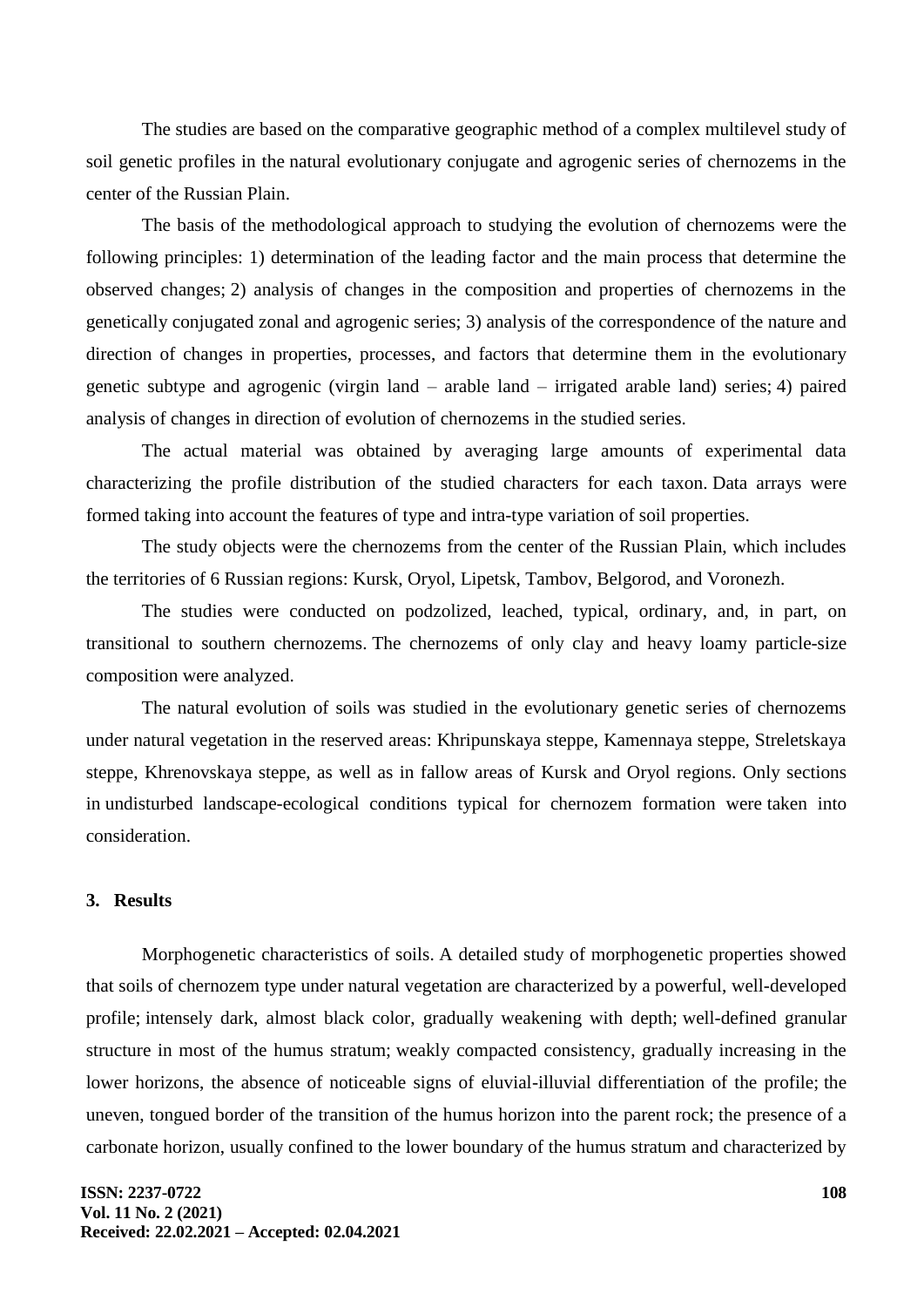The studies are based on the comparative geographic method of a complex multilevel study of soil genetic profiles in the natural evolutionary conjugate and agrogenic series of chernozems in the center of the Russian Plain.

The basis of the methodological approach to studying the evolution of chernozems were the following principles: 1) determination of the leading factor and the main process that determine the observed changes; 2) analysis of changes in the composition and properties of chernozems in the genetically conjugated zonal and agrogenic series; 3) analysis of the correspondence of the nature and direction of changes in properties, processes, and factors that determine them in the evolutionary genetic subtype and agrogenic (virgin land – arable land – irrigated arable land) series; 4) paired analysis of changes in direction of evolution of chernozems in the studied series.

The actual material was obtained by averaging large amounts of experimental data characterizing the profile distribution of the studied characters for each taxon. Data arrays were formed taking into account the features of type and intra-type variation of soil properties.

The study objects were the chernozems from the center of the Russian Plain, which includes the territories of 6 Russian regions: Kursk, Oryol, Lipetsk, Tambov, Belgorod, and Voronezh.

The studies were conducted on podzolized, leached, typical, ordinary, and, in part, on transitional to southern chernozems. The chernozems of only clay and heavy loamy particle-size composition were analyzed.

The natural evolution of soils was studied in the evolutionary genetic series of chernozems under natural vegetation in the reserved areas: Khripunskaya steppe, Kamennaya steppe, Streletskaya steppe, Khrenovskaya steppe, as well as in fallow areas of Kursk and Oryol regions. Only sections in undisturbed landscape-ecological conditions typical for chernozem formation were taken into consideration.

## 3. Results

Morphogenetic characteristics of soils. A detailed study of morphogenetic properties showed that soils of chernozem type under natural vegetation are characterized by a powerful, well-developed profile; intensely dark, almost black color, gradually weakening with depth; well-defined granular structure in most of the humus stratum; weakly compacted consistency, gradually increasing in the lower horizons, the absence of noticeable signs of eluvial-illuvial differentiation of the profile; the uneven, tongued border of the transition of the humus horizon into the parent rock; the presence of a carbonate horizon, usually confined to the lower boundary of the humus stratum and characterized by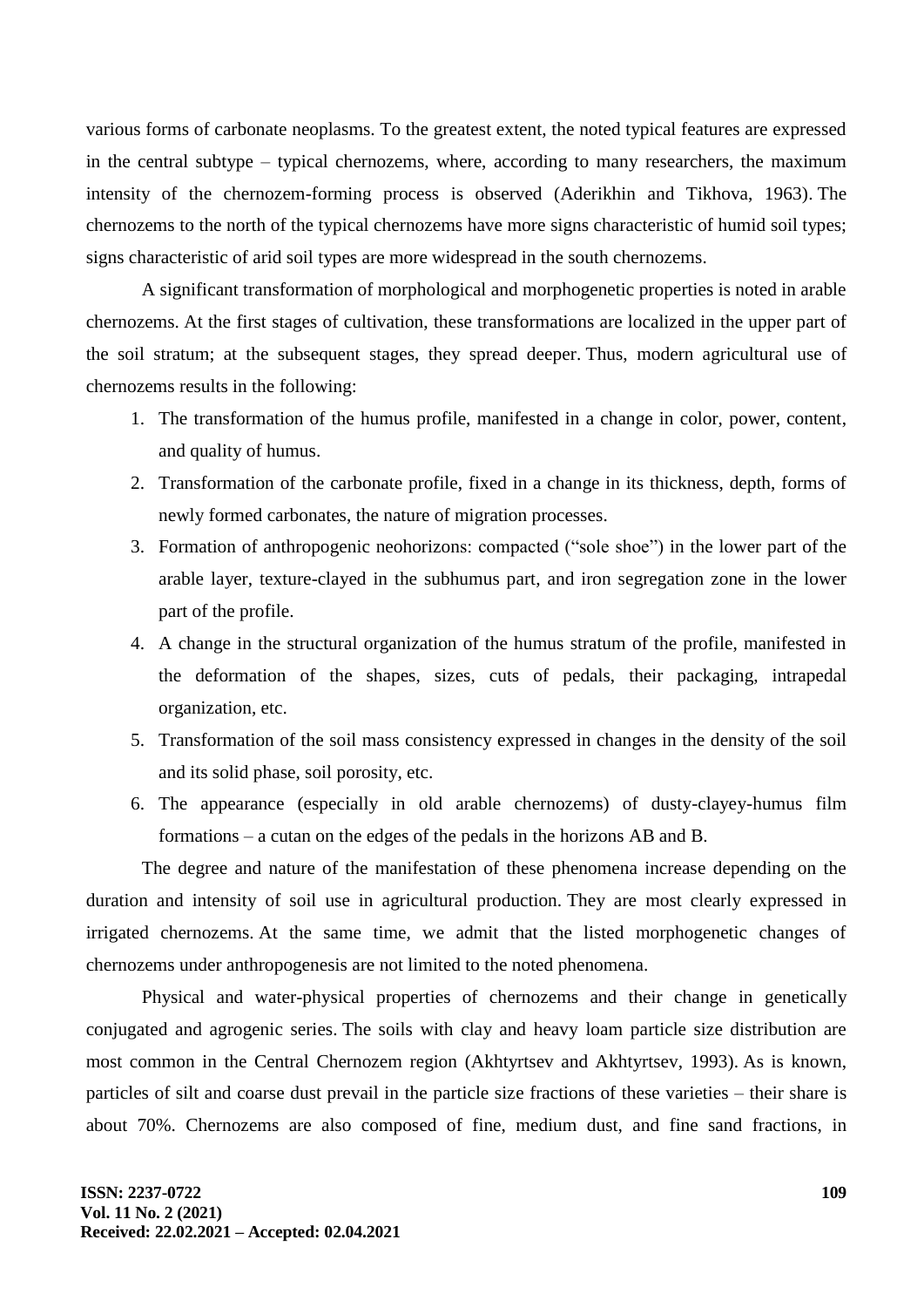various forms of carbonate neoplasms. To the greatest extent, the noted typical features are expressed in the central subtype – typical chernozems, where, according to many researchers, the maximum intensity of the chernozem-forming process is observed (Aderikhin and Tikhova, 1963). The chernozems to the north of the typical chernozems have more signs characteristic of humid soil types; signs characteristic of arid soil types are more widespread in the south chernozems.

A significant transformation of morphological and morphogenetic properties is noted in arable chernozems. At the first stages of cultivation, these transformations are localized in the upper part of the soil stratum; at the subsequent stages, they spread deeper. Thus, modern agricultural use of chernozems results in the following:

1. The transformation of the humus profile, manifested in a change in color, power, content, and quality of humus.
2. Transformation of the carbonate profile, fixed in a change in its thickness, depth, forms of newly formed carbonates, the nature of migration processes.
3. Formation of anthropogenic neohorizons: compacted ("sole shoe") in the lower part of the arable layer, texture-clayed in the subhumus part, and iron segregation zone in the lower part of the profile.
4. A change in the structural organization of the humus stratum of the profile, manifested in the deformation of the shapes, sizes, cuts of pedals, their packaging, intrapedal organization, etc.
5. Transformation of the soil mass consistency expressed in changes in the density of the soil and its solid phase, soil porosity, etc.
6. The appearance (especially in old arable chernozems) of dusty-clayey-humus film formations – a cutan on the edges of the pedals in the horizons AB and B.

The degree and nature of the manifestation of these phenomena increase depending on the duration and intensity of soil use in agricultural production. They are most clearly expressed in irrigated chernozems. At the same time, we admit that the listed morphogenetic changes of chernozems under anthropogenesis are not limited to the noted phenomena.

Physical and water-physical properties of chernozems and their change in genetically conjugated and agrogenic series. The soils with clay and heavy loam particle size distribution are most common in the Central Chernozem region (Akhtyrtsev and Akhtyrtsev, 1993). As is known, particles of silt and coarse dust prevail in the particle size fractions of these varieties – their share is about 70%. Chernozems are also composed of fine, medium dust, and fine sand fractions, in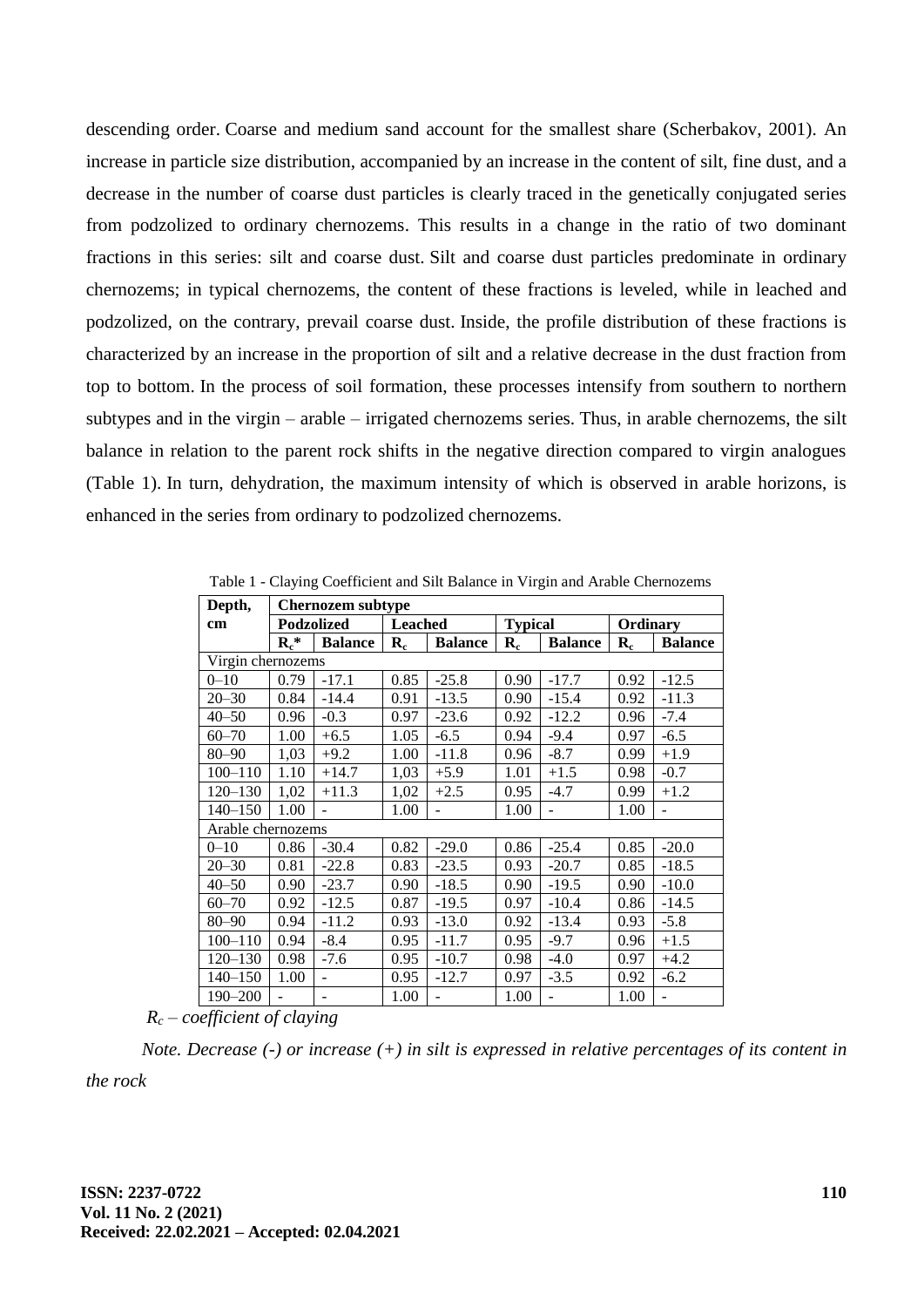descending order. Coarse and medium sand account for the smallest share (Scherbakov, 2001). An increase in particle size distribution, accompanied by an increase in the content of silt, fine dust, and a decrease in the number of coarse dust particles is clearly traced in the genetically conjugated series from podzolized to ordinary chernozems. This results in a change in the ratio of two dominant fractions in this series: silt and coarse dust. Silt and coarse dust particles predominate in ordinary chernozems; in typical chernozems, the content of these fractions is leveled, while in leached and podzolized, on the contrary, prevail coarse dust. Inside, the profile distribution of these fractions is characterized by an increase in the proportion of silt and a relative decrease in the dust fraction from top to bottom. In the process of soil formation, these processes intensify from southern to northern subtypes and in the virgin – arable – irrigated chernozems series. Thus, in arable chernozems, the silt balance in relation to the parent rock shifts in the negative direction compared to virgin analogues (Table 1). In turn, dehydration, the maximum intensity of which is observed in arable horizons, is enhanced in the series from ordinary to podzolized chernozems.

Table 1 - Claying Coefficient and Silt Balance in Virgin and Arable Chernozems

| Depth, cm | Chernozem subtype | | | | | | | |
|---|---|---|---|---|---|---|---|---|
| | **Podzolized** | | **Leached** | | **Typical** | | **Ordinary** | |
| | **$R_c$*** | **Balance** | **$R_c$** | **Balance** | **$R_c$** | **Balance** | **$R_c$** | **Balance** |
| Virgin chernozems | | | | | | | | |
| 0–10 | 0.79 | -17.1 | 0.85 | -25.8 | 0.90 | -17.7 | 0.92 | -12.5 |
| 20–30 | 0.84 | -14.4 | 0.91 | -13.5 | 0.90 | -15.4 | 0.92 | -11.3 |
| 40–50 | 0.96 | -0.3 | 0.97 | -23.6 | 0.92 | -12.2 | 0.96 | -7.4 |
| 60–70 | 1.00 | +6.5 | 1.05 | -6.5 | 0.94 | -9.4 | 0.97 | -6.5 |
| 80–90 | 1,03 | +9.2 | 1.00 | -11.8 | 0.96 | -8.7 | 0.99 | +1.9 |
| 100–110 | 1.10 | +14.7 | 1,03 | +5.9 | 1.01 | +1.5 | 0.98 | -0.7 |
| 120–130 | 1,02 | +11.3 | 1,02 | +2.5 | 0.95 | -4.7 | 0.99 | +1.2 |
| 140–150 | 1.00 | - | 1.00 | - | 1.00 | - | 1.00 | - |
| Arable chernozems | | | | | | | | |
| 0–10 | 0.86 | -30.4 | 0.82 | -29.0 | 0.86 | -25.4 | 0.85 | -20.0 |
| 20–30 | 0.81 | -22.8 | 0.83 | -23.5 | 0.93 | -20.7 | 0.85 | -18.5 |
| 40–50 | 0.90 | -23.7 | 0.90 | -18.5 | 0.90 | -19.5 | 0.90 | -10.0 |
| 60–70 | 0.92 | -12.5 | 0.87 | -19.5 | 0.97 | -10.4 | 0.86 | -14.5 |
| 80–90 | 0.94 | -11.2 | 0.93 | -13.0 | 0.92 | -13.4 | 0.93 | -5.8 |
| 100–110 | 0.94 | -8.4 | 0.95 | -11.7 | 0.95 | -9.7 | 0.96 | +1.5 |
| 120–130 | 0.98 | -7.6 | 0.95 | -10.7 | 0.98 | -4.0 | 0.97 | +4.2 |
| 140–150 | 1.00 | - | 0.95 | -12.7 | 0.97 | -3.5 | 0.92 | -6.2 |
| 190–200 | - | - | 1.00 | - | 1.00 | - | 1.00 | - |

*$R_c$ – coefficient of claying*

*Note. Decrease (-) or increase (+) in silt is expressed in relative percentages of its content in the rock*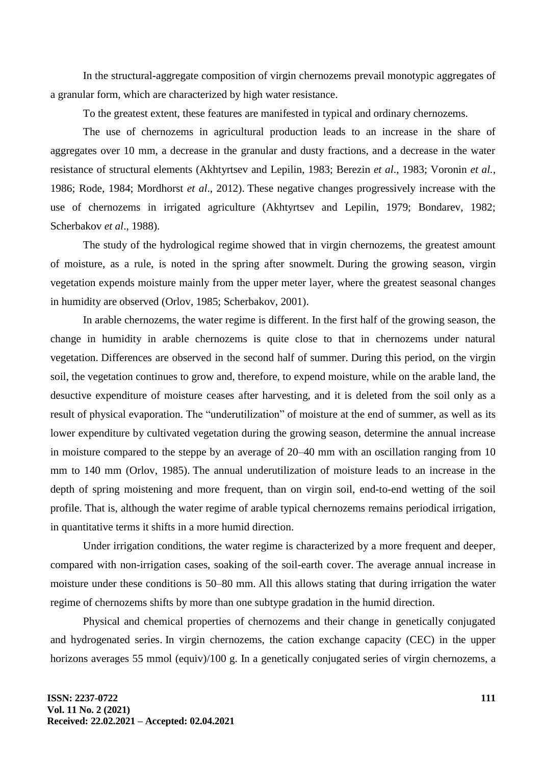In the structural-aggregate composition of virgin chernozems prevail monotypic aggregates of a granular form, which are characterized by high water resistance.

To the greatest extent, these features are manifested in typical and ordinary chernozems.

The use of chernozems in agricultural production leads to an increase in the share of aggregates over 10 mm, a decrease in the granular and dusty fractions, and a decrease in the water resistance of structural elements (Akhtyrtsev and Lepilin, 1983; Berezin *et al*., 1983; Voronin *et al.*, 1986; Rode, 1984; Mordhorst *et al*., 2012). These negative changes progressively increase with the use of chernozems in irrigated agriculture (Akhtyrtsev and Lepilin, 1979; Bondarev, 1982; Scherbakov *et al*., 1988).

The study of the hydrological regime showed that in virgin chernozems, the greatest amount of moisture, as a rule, is noted in the spring after snowmelt. During the growing season, virgin vegetation expends moisture mainly from the upper meter layer, where the greatest seasonal changes in humidity are observed (Orlov, 1985; Scherbakov, 2001).

In arable chernozems, the water regime is different. In the first half of the growing season, the change in humidity in arable chernozems is quite close to that in chernozems under natural vegetation. Differences are observed in the second half of summer. During this period, on the virgin soil, the vegetation continues to grow and, therefore, to expend moisture, while on the arable land, the desuctive expenditure of moisture ceases after harvesting, and it is deleted from the soil only as a result of physical evaporation. The "underutilization" of moisture at the end of summer, as well as its lower expenditure by cultivated vegetation during the growing season, determine the annual increase in moisture compared to the steppe by an average of 20–40 mm with an oscillation ranging from 10 mm to 140 mm (Orlov, 1985). The annual underutilization of moisture leads to an increase in the depth of spring moistening and more frequent, than on virgin soil, end-to-end wetting of the soil profile. That is, although the water regime of arable typical chernozems remains periodical irrigation, in quantitative terms it shifts in a more humid direction.

Under irrigation conditions, the water regime is characterized by a more frequent and deeper, compared with non-irrigation cases, soaking of the soil-earth cover. The average annual increase in moisture under these conditions is 50–80 mm. All this allows stating that during irrigation the water regime of chernozems shifts by more than one subtype gradation in the humid direction.

Physical and chemical properties of chernozems and their change in genetically conjugated and hydrogenated series. In virgin chernozems, the cation exchange capacity (CEC) in the upper horizons averages 55 mmol (equiv)/100 g. In a genetically conjugated series of virgin chernozems, a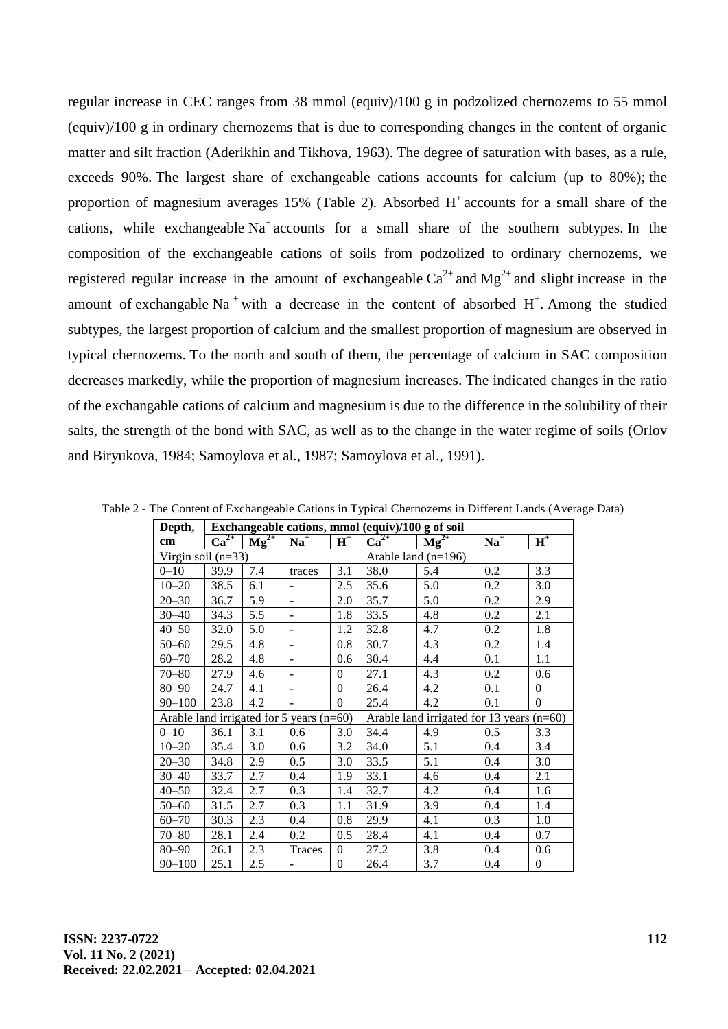regular increase in CEC ranges from 38 mmol (equiv)/100 g in podzolized chernozems to 55 mmol (equiv)/100 g in ordinary chernozems that is due to corresponding changes in the content of organic matter and silt fraction (Aderikhin and Tikhova, 1963). The degree of saturation with bases, as a rule, exceeds 90%. The largest share of exchangeable cations accounts for calcium (up to 80%); the proportion of magnesium averages 15% (Table 2). Absorbed $H^+$ accounts for a small share of the cations, while exchangeable $Na^+$ accounts for a small share of the southern subtypes. In the composition of the exchangeable cations of soils from podzolized to ordinary chernozems, we registered regular increase in the amount of exchangeable $Ca^{2+}$ and $Mg^{2+}$ and slight increase in the amount of exchangable $Na^+$ with a decrease in the content of absorbed $H^+$. Among the studied subtypes, the largest proportion of calcium and the smallest proportion of magnesium are observed in typical chernozems. To the north and south of them, the percentage of calcium in SAC composition decreases markedly, while the proportion of magnesium increases. The indicated changes in the ratio of the exchangable cations of calcium and magnesium is due to the difference in the solubility of their salts, the strength of the bond with SAC, as well as to the change in the water regime of soils (Orlov and Biryukova, 1984; Samoylova et al., 1987; Samoylova et al., 1991).

Table 2 - The Content of Exchangeable Cations in Typical Chernozems in Different Lands (Average Data)

| Depth, cm | Exchangeable cations, mmol (equiv)/100 g of soil | | | | | | | |
|---|---|---|---|---|---|---|---|---|
| | $Ca^{2+}$ | $Mg^{2+}$ | $Na^+$ | $H^+$ | $Ca^{2+}$ | $Mg^{2+}$ | $Na^+$ | $H^+$ |
| Virgin soil (n=33) | | | | | Arable land (n=196) | | | |
| 0–10 | 39.9 | 7.4 | traces | 3.1 | 38.0 | 5.4 | 0.2 | 3.3 |
| 10–20 | 38.5 | 6.1 | - | 2.5 | 35.6 | 5.0 | 0.2 | 3.0 |
| 20–30 | 36.7 | 5.9 | - | 2.0 | 35.7 | 5.0 | 0.2 | 2.9 |
| 30–40 | 34.3 | 5.5 | - | 1.8 | 33.5 | 4.8 | 0.2 | 2.1 |
| 40–50 | 32.0 | 5.0 | - | 1.2 | 32.8 | 4.7 | 0.2 | 1.8 |
| 50–60 | 29.5 | 4.8 | - | 0.8 | 30.7 | 4.3 | 0.2 | 1.4 |
| 60–70 | 28.2 | 4.8 | - | 0.6 | 30.4 | 4.4 | 0.1 | 1.1 |
| 70–80 | 27.9 | 4.6 | - | 0 | 27.1 | 4.3 | 0.2 | 0.6 |
| 80–90 | 24.7 | 4.1 | - | 0 | 26.4 | 4.2 | 0.1 | 0 |
| 90–100 | 23.8 | 4.2 | - | 0 | 25.4 | 4.2 | 0.1 | 0 |
| Arable land irrigated for 5 years (n=60) | | | | | Arable land irrigated for 13 years (n=60) | | | |
| 0–10 | 36.1 | 3.1 | 0.6 | 3.0 | 34.4 | 4.9 | 0.5 | 3.3 |
| 10–20 | 35.4 | 3.0 | 0.6 | 3.2 | 34.0 | 5.1 | 0.4 | 3.4 |
| 20–30 | 34.8 | 2.9 | 0.5 | 3.0 | 33.5 | 5.1 | 0.4 | 3.0 |
| 30–40 | 33.7 | 2.7 | 0.4 | 1.9 | 33.1 | 4.6 | 0.4 | 2.1 |
| 40–50 | 32.4 | 2.7 | 0.3 | 1.4 | 32.7 | 4.2 | 0.4 | 1.6 |
| 50–60 | 31.5 | 2.7 | 0.3 | 1.1 | 31.9 | 3.9 | 0.4 | 1.4 |
| 60–70 | 30.3 | 2.3 | 0.4 | 0.8 | 29.9 | 4.1 | 0.3 | 1.0 |
| 70–80 | 28.1 | 2.4 | 0.2 | 0.5 | 28.4 | 4.1 | 0.4 | 0.7 |
| 80–90 | 26.1 | 2.3 | Traces | 0 | 27.2 | 3.8 | 0.4 | 0.6 |
| 90–100 | 25.1 | 2.5 | - | 0 | 26.4 | 3.7 | 0.4 | 0 |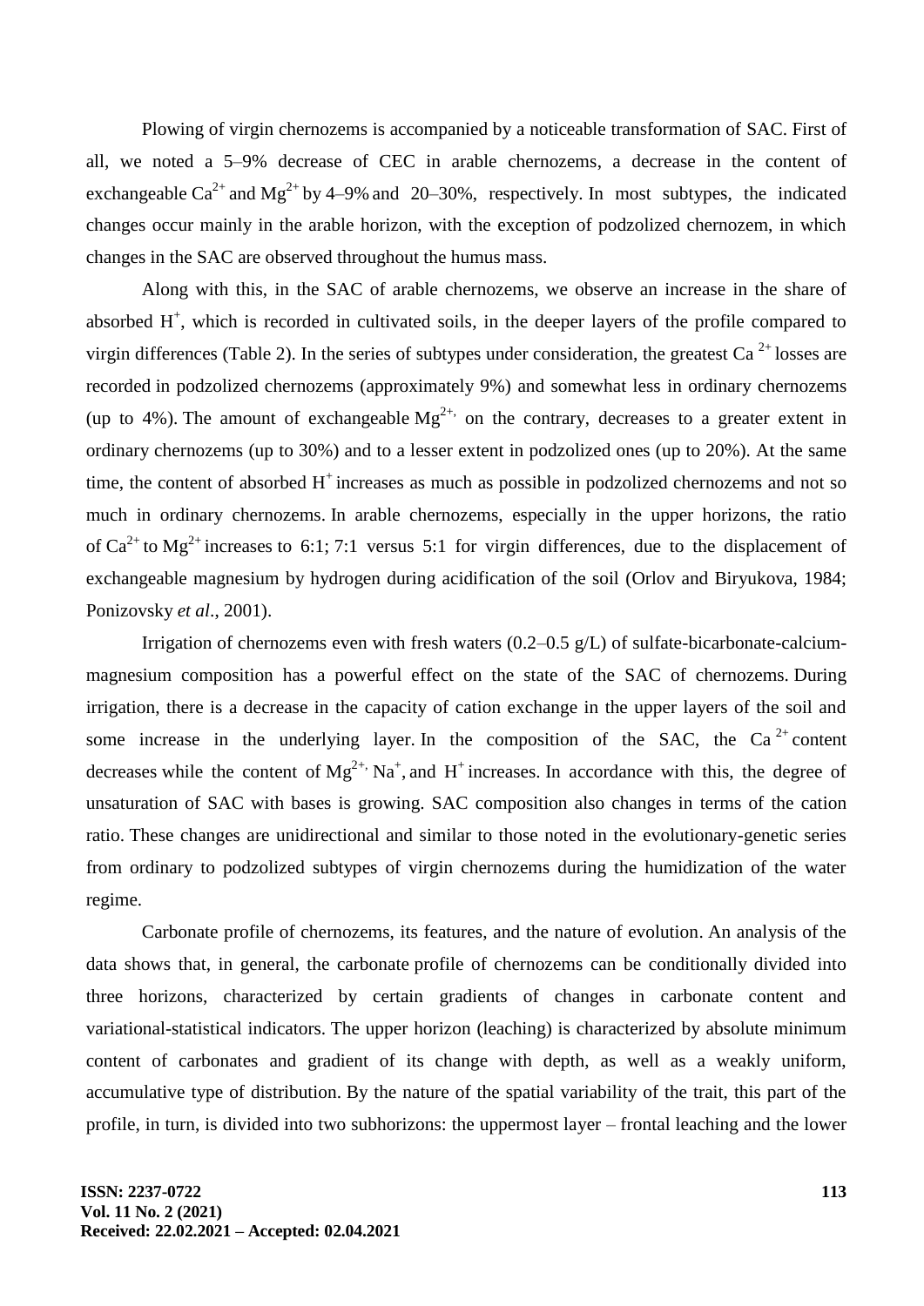Plowing of virgin chernozems is accompanied by a noticeable transformation of SAC. First of all, we noted a 5–9% decrease of CEC in arable chernozems, a decrease in the content of exchangeable $Ca^{2+}$ and $Mg^{2+}$ by 4–9% and 20–30%, respectively. In most subtypes, the indicated changes occur mainly in the arable horizon, with the exception of podzolized chernozem, in which changes in the SAC are observed throughout the humus mass.

Along with this, in the SAC of arable chernozems, we observe an increase in the share of absorbed $H^{+}$, which is recorded in cultivated soils, in the deeper layers of the profile compared to virgin differences (Table 2). In the series of subtypes under consideration, the greatest $Ca^{2+}$ losses are recorded in podzolized chernozems (approximately 9%) and somewhat less in ordinary chernozems (up to 4%). The amount of exchangeable $Mg^{2+}$, on the contrary, decreases to a greater extent in ordinary chernozems (up to 30%) and to a lesser extent in podzolized ones (up to 20%). At the same time, the content of absorbed $H^{+}$ increases as much as possible in podzolized chernozems and not so much in ordinary chernozems. In arable chernozems, especially in the upper horizons, the ratio of $Ca^{2+}$ to $Mg^{2+}$ increases to 6:1; 7:1 versus 5:1 for virgin differences, due to the displacement of exchangeable magnesium by hydrogen during acidification of the soil (Orlov and Biryukova, 1984; Ponizovsky *et al*., 2001).

Irrigation of chernozems even with fresh waters (0.2–0.5 g/L) of sulfate-bicarbonate-calcium-magnesium composition has a powerful effect on the state of the SAC of chernozems. During irrigation, there is a decrease in the capacity of cation exchange in the upper layers of the soil and some increase in the underlying layer. In the composition of the SAC, the $Ca^{2+}$ content decreases while the content of $Mg^{2+}$, $Na^{+}$, and $H^{+}$ increases. In accordance with this, the degree of unsaturation of SAC with bases is growing. SAC composition also changes in terms of the cation ratio. These changes are unidirectional and similar to those noted in the evolutionary-genetic series from ordinary to podzolized subtypes of virgin chernozems during the humidization of the water regime.

Carbonate profile of chernozems, its features, and the nature of evolution. An analysis of the data shows that, in general, the carbonate profile of chernozems can be conditionally divided into three horizons, characterized by certain gradients of changes in carbonate content and variational-statistical indicators. The upper horizon (leaching) is characterized by absolute minimum content of carbonates and gradient of its change with depth, as well as a weakly uniform, accumulative type of distribution. By the nature of the spatial variability of the trait, this part of the profile, in turn, is divided into two subhorizons: the uppermost layer – frontal leaching and the lower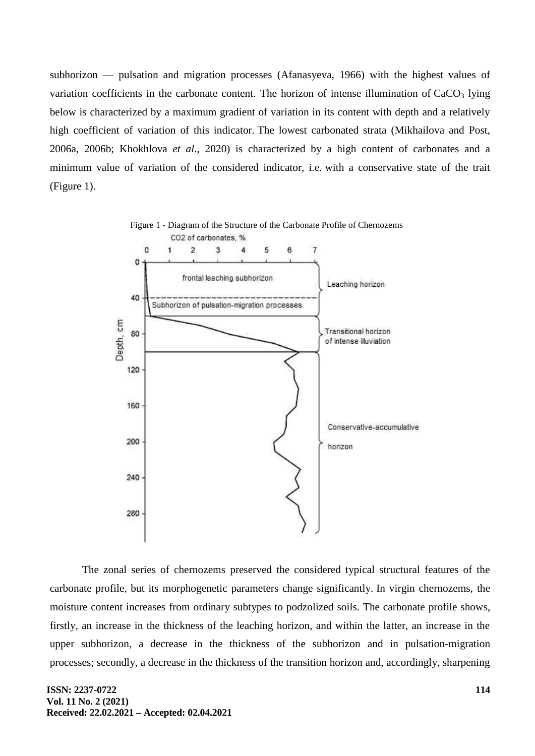subhorizon — pulsation and migration processes (Afanasyeva, 1966) with the highest values of variation coefficients in the carbonate content. The horizon of intense illumination of $CaCO_3$ lying below is characterized by a maximum gradient of variation in its content with depth and a relatively high coefficient of variation of this indicator. The lowest carbonated strata (Mikhailova and Post, 2006a, 2006b; Khokhlova *et al*., 2020) is characterized by a high content of carbonates and a minimum value of variation of the considered indicator, i.e. with a conservative state of the trait (Figure 1).

Figure 1 - Diagram of the Structure of the Carbonate Profile of Chernozems

The zonal series of chernozems preserved the considered typical structural features of the carbonate profile, but its morphogenetic parameters change significantly. In virgin chernozems, the moisture content increases from ordinary subtypes to podzolized soils. The carbonate profile shows, firstly, an increase in the thickness of the leaching horizon, and within the latter, an increase in the upper subhorizon, a decrease in the thickness of the subhorizon and in pulsation-migration processes; secondly, a decrease in the thickness of the transition horizon and, accordingly, sharpening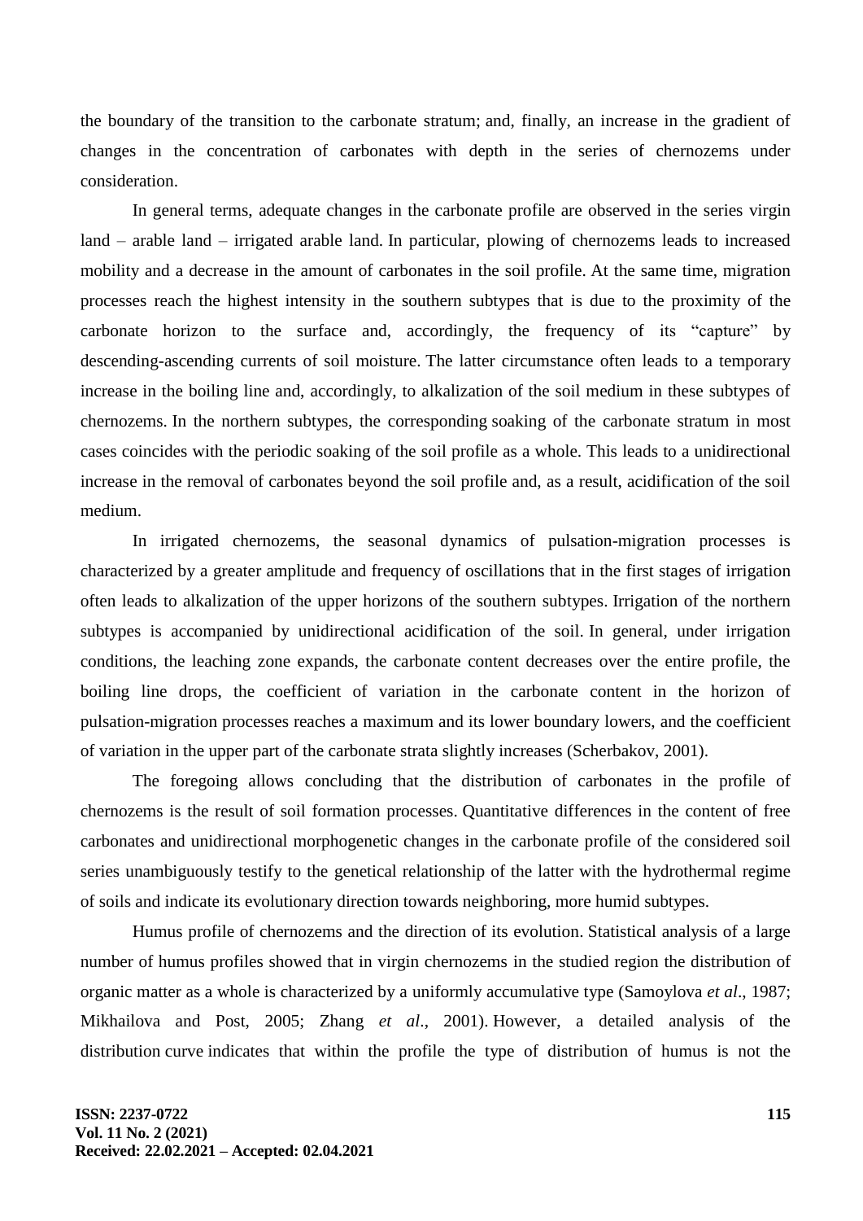the boundary of the transition to the carbonate stratum; and, finally, an increase in the gradient of changes in the concentration of carbonates with depth in the series of chernozems under consideration.

In general terms, adequate changes in the carbonate profile are observed in the series virgin land – arable land – irrigated arable land. In particular, plowing of chernozems leads to increased mobility and a decrease in the amount of carbonates in the soil profile. At the same time, migration processes reach the highest intensity in the southern subtypes that is due to the proximity of the carbonate horizon to the surface and, accordingly, the frequency of its "capture" by descending-ascending currents of soil moisture. The latter circumstance often leads to a temporary increase in the boiling line and, accordingly, to alkalization of the soil medium in these subtypes of chernozems. In the northern subtypes, the corresponding soaking of the carbonate stratum in most cases coincides with the periodic soaking of the soil profile as a whole. This leads to a unidirectional increase in the removal of carbonates beyond the soil profile and, as a result, acidification of the soil medium.

In irrigated chernozems, the seasonal dynamics of pulsation-migration processes is characterized by a greater amplitude and frequency of oscillations that in the first stages of irrigation often leads to alkalization of the upper horizons of the southern subtypes. Irrigation of the northern subtypes is accompanied by unidirectional acidification of the soil. In general, under irrigation conditions, the leaching zone expands, the carbonate content decreases over the entire profile, the boiling line drops, the coefficient of variation in the carbonate content in the horizon of pulsation-migration processes reaches a maximum and its lower boundary lowers, and the coefficient of variation in the upper part of the carbonate strata slightly increases (Scherbakov, 2001).

The foregoing allows concluding that the distribution of carbonates in the profile of chernozems is the result of soil formation processes. Quantitative differences in the content of free carbonates and unidirectional morphogenetic changes in the carbonate profile of the considered soil series unambiguously testify to the genetical relationship of the latter with the hydrothermal regime of soils and indicate its evolutionary direction towards neighboring, more humid subtypes.

Humus profile of chernozems and the direction of its evolution. Statistical analysis of a large number of humus profiles showed that in virgin chernozems in the studied region the distribution of organic matter as a whole is characterized by a uniformly accumulative type (Samoylova *et al*., 1987; Mikhailova and Post, 2005; Zhang *et al*., 2001). However, a detailed analysis of the distribution curve indicates that within the profile the type of distribution of humus is not the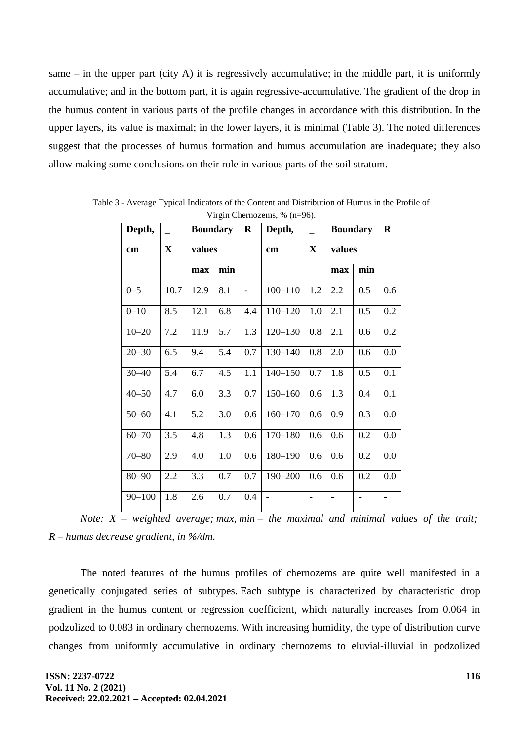same – in the upper part (city A) it is regressively accumulative; in the middle part, it is uniformly accumulative; and in the bottom part, it is again regressive-accumulative. The gradient of the drop in the humus content in various parts of the profile changes in accordance with this distribution. In the upper layers, its value is maximal; in the lower layers, it is minimal (Table 3). The noted differences suggest that the processes of humus formation and humus accumulation are inadequate; they also allow making some conclusions on their role in various parts of the soil stratum.

Table 3 - Average Typical Indicators of the Content and Distribution of Humus in the Profile of Virgin Chernozems, % (n=96).

| Depth, cm | $\bar{X}$ | Boundary values | | R | Depth, cm | $\bar{X}$ | Boundary values | | R |
|---|---|---|---|---|---|---|---|---|---|
| | | max | min | | | | max | min | |
| 0–5 | 10.7 | 12.9 | 8.1 | - | 100–110 | 1.2 | 2.2 | 0.5 | 0.6 |
| 0–10 | 8.5 | 12.1 | 6.8 | 4.4 | 110–120 | 1.0 | 2.1 | 0.5 | 0.2 |
| 10–20 | 7.2 | 11.9 | 5.7 | 1.3 | 120–130 | 0.8 | 2.1 | 0.6 | 0.2 |
| 20–30 | 6.5 | 9.4 | 5.4 | 0.7 | 130–140 | 0.8 | 2.0 | 0.6 | 0.0 |
| 30–40 | 5.4 | 6.7 | 4.5 | 1.1 | 140–150 | 0.7 | 1.8 | 0.5 | 0.1 |
| 40–50 | 4.7 | 6.0 | 3.3 | 0.7 | 150–160 | 0.6 | 1.3 | 0.4 | 0.1 |
| 50–60 | 4.1 | 5.2 | 3.0 | 0.6 | 160–170 | 0.6 | 0.9 | 0.3 | 0.0 |
| 60–70 | 3.5 | 4.8 | 1.3 | 0.6 | 170–180 | 0.6 | 0.6 | 0.2 | 0.0 |
| 70–80 | 2.9 | 4.0 | 1.0 | 0.6 | 180–190 | 0.6 | 0.6 | 0.2 | 0.0 |
| 80–90 | 2.2 | 3.3 | 0.7 | 0.7 | 190–200 | 0.6 | 0.6 | 0.2 | 0.0 |
| 90–100 | 1.8 | 2.6 | 0.7 | 0.4 | - | - | - | - | - |

*Note: X – weighted average; max, min – the maximal and minimal values of the trait; R – humus decrease gradient, in %/dm.*

The noted features of the humus profiles of chernozems are quite well manifested in a genetically conjugated series of subtypes. Each subtype is characterized by characteristic drop gradient in the humus content or regression coefficient, which naturally increases from 0.064 in podzolized to 0.083 in ordinary chernozems. With increasing humidity, the type of distribution curve changes from uniformly accumulative in ordinary chernozems to eluvial-illuvial in podzolized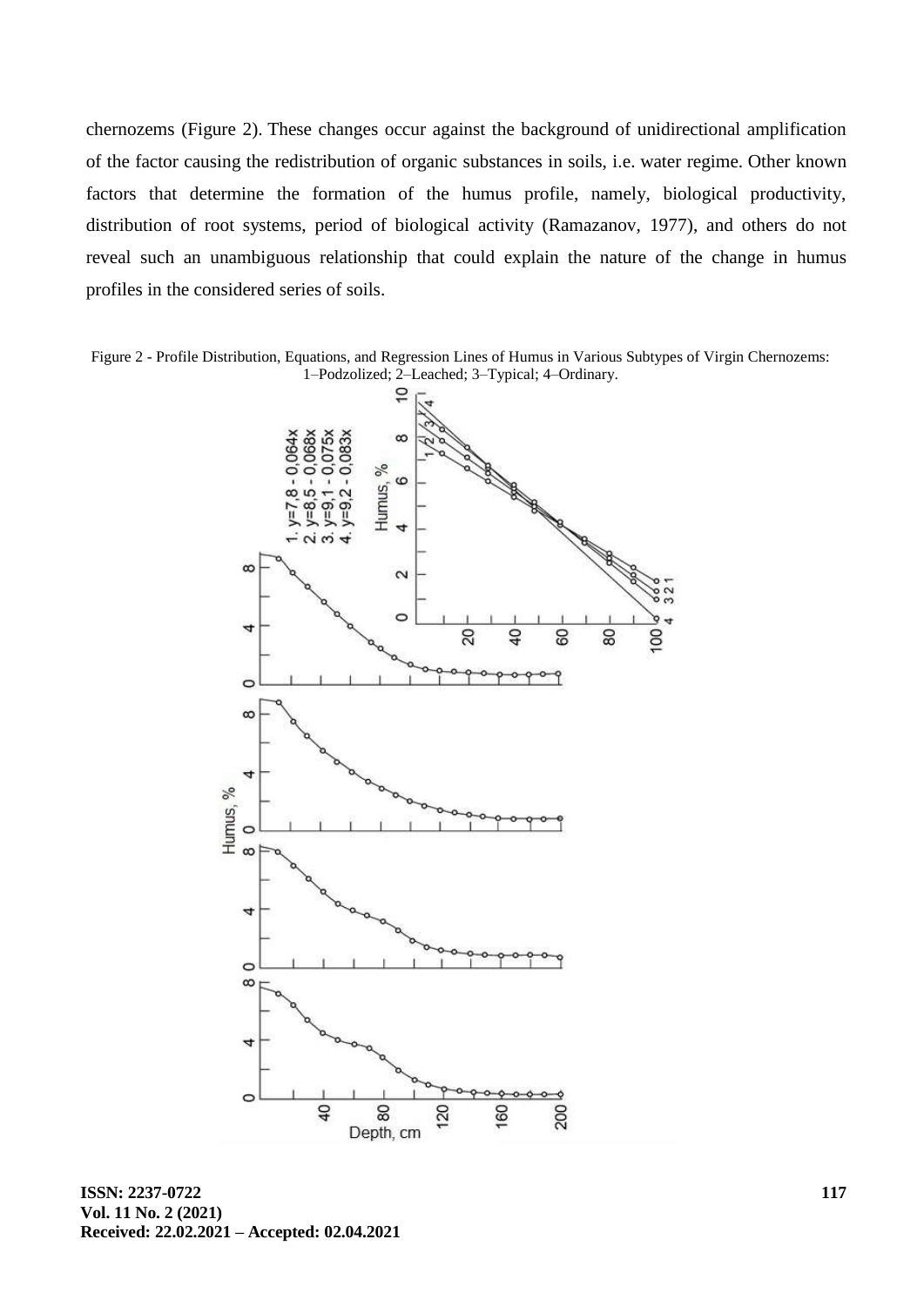chernozems (Figure 2). These changes occur against the background of unidirectional amplification of the factor causing the redistribution of organic substances in soils, i.e. water regime. Other known factors that determine the formation of the humus profile, namely, biological productivity, distribution of root systems, period of biological activity (Ramazanov, 1977), and others do not reveal such an unambiguous relationship that could explain the nature of the change in humus profiles in the considered series of soils.

Figure 2 - Profile Distribution, Equations, and Regression Lines of Humus in Various Subtypes of Virgin Chernozems: 1–Podzolized; 2–Leached; 3–Typical; 4–Ordinary.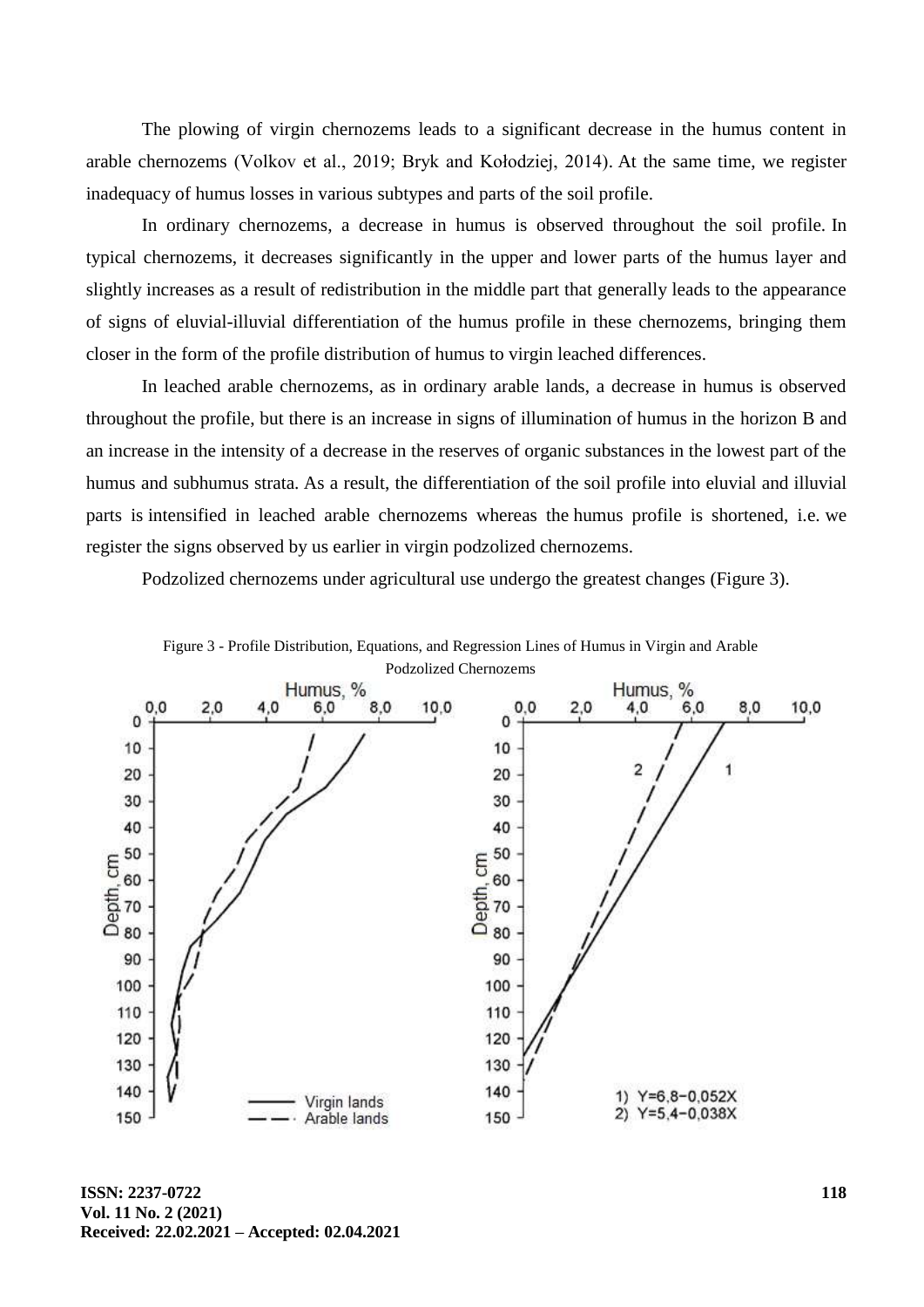The plowing of virgin chernozems leads to a significant decrease in the humus content in arable chernozems (Volkov et al., 2019; Bryk and Kołodziej, 2014). At the same time, we register inadequacy of humus losses in various subtypes and parts of the soil profile.

In ordinary chernozems, a decrease in humus is observed throughout the soil profile. In typical chernozems, it decreases significantly in the upper and lower parts of the humus layer and slightly increases as a result of redistribution in the middle part that generally leads to the appearance of signs of eluvial-illuvial differentiation of the humus profile in these chernozems, bringing them closer in the form of the profile distribution of humus to virgin leached differences.

In leached arable chernozems, as in ordinary arable lands, a decrease in humus is observed throughout the profile, but there is an increase in signs of illumination of humus in the horizon B and an increase in the intensity of a decrease in the reserves of organic substances in the lowest part of the humus and subhumus strata. As a result, the differentiation of the soil profile into eluvial and illuvial parts is intensified in leached arable chernozems whereas the humus profile is shortened, i.e. we register the signs observed by us earlier in virgin podzolized chernozems.

Podzolized chernozems under agricultural use undergo the greatest changes (Figure 3).

Figure 3 - Profile Distribution, Equations, and Regression Lines of Humus in Virgin and Arable Podzolized Chernozems

1) $Y=6{,}8-0{,}052X$
2) $Y=5{,}4-0{,}038X$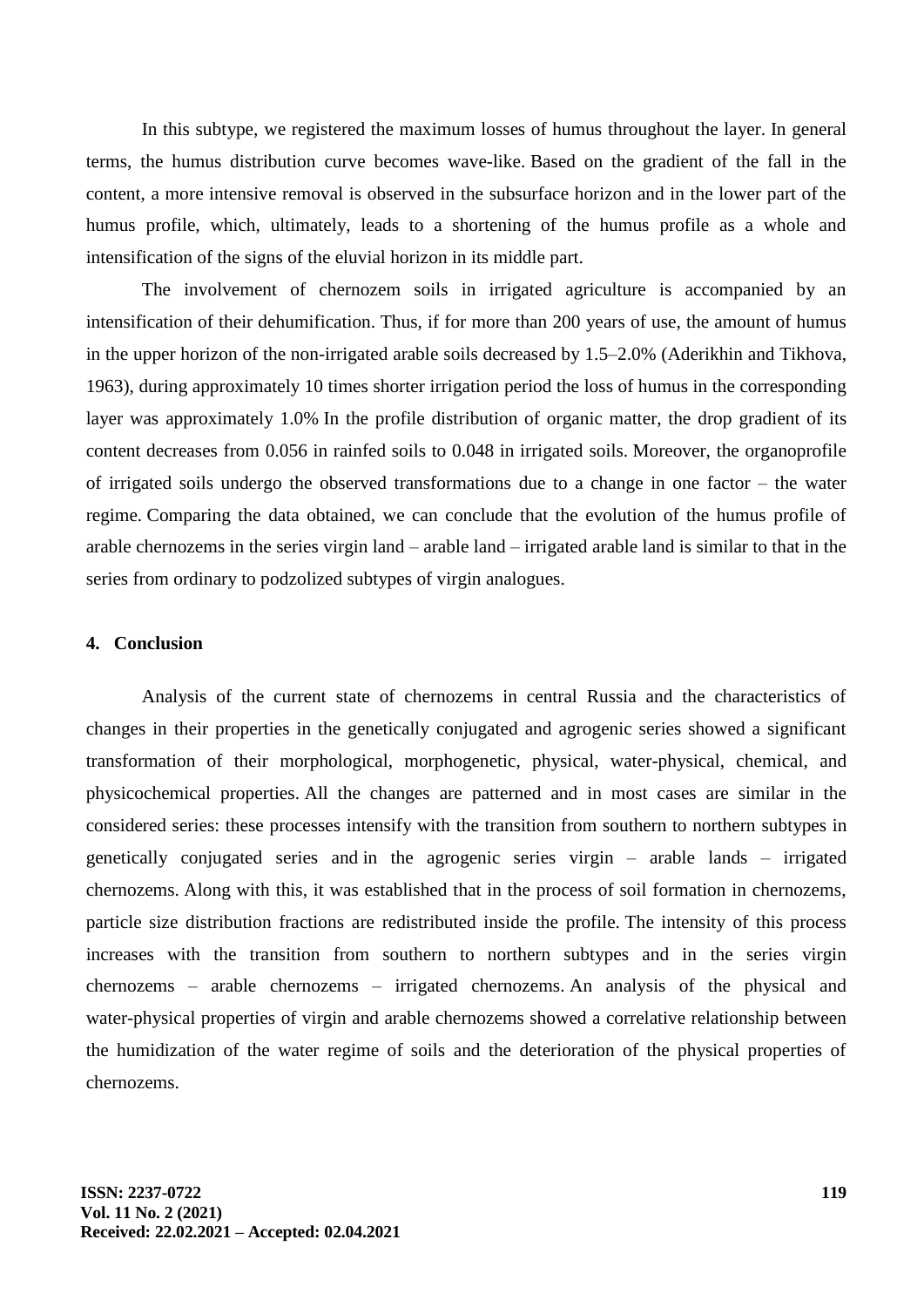In this subtype, we registered the maximum losses of humus throughout the layer. In general terms, the humus distribution curve becomes wave-like. Based on the gradient of the fall in the content, a more intensive removal is observed in the subsurface horizon and in the lower part of the humus profile, which, ultimately, leads to a shortening of the humus profile as a whole and intensification of the signs of the eluvial horizon in its middle part.

The involvement of chernozem soils in irrigated agriculture is accompanied by an intensification of their dehumification. Thus, if for more than 200 years of use, the amount of humus in the upper horizon of the non-irrigated arable soils decreased by 1.5–2.0% (Aderikhin and Tikhova, 1963), during approximately 10 times shorter irrigation period the loss of humus in the corresponding layer was approximately 1.0% In the profile distribution of organic matter, the drop gradient of its content decreases from 0.056 in rainfed soils to 0.048 in irrigated soils. Moreover, the organoprofile of irrigated soils undergo the observed transformations due to a change in one factor – the water regime. Comparing the data obtained, we can conclude that the evolution of the humus profile of arable chernozems in the series virgin land – arable land – irrigated arable land is similar to that in the series from ordinary to podzolized subtypes of virgin analogues.

#### 4. Conclusion

Analysis of the current state of chernozems in central Russia and the characteristics of changes in their properties in the genetically conjugated and agrogenic series showed a significant transformation of their morphological, morphogenetic, physical, water-physical, chemical, and physicochemical properties. All the changes are patterned and in most cases are similar in the considered series: these processes intensify with the transition from southern to northern subtypes in genetically conjugated series and in the agrogenic series virgin – arable lands – irrigated chernozems. Along with this, it was established that in the process of soil formation in chernozems, particle size distribution fractions are redistributed inside the profile. The intensity of this process increases with the transition from southern to northern subtypes and in the series virgin chernozems – arable chernozems – irrigated chernozems. An analysis of the physical and water-physical properties of virgin and arable chernozems showed a correlative relationship between the humidization of the water regime of soils and the deterioration of the physical properties of chernozems.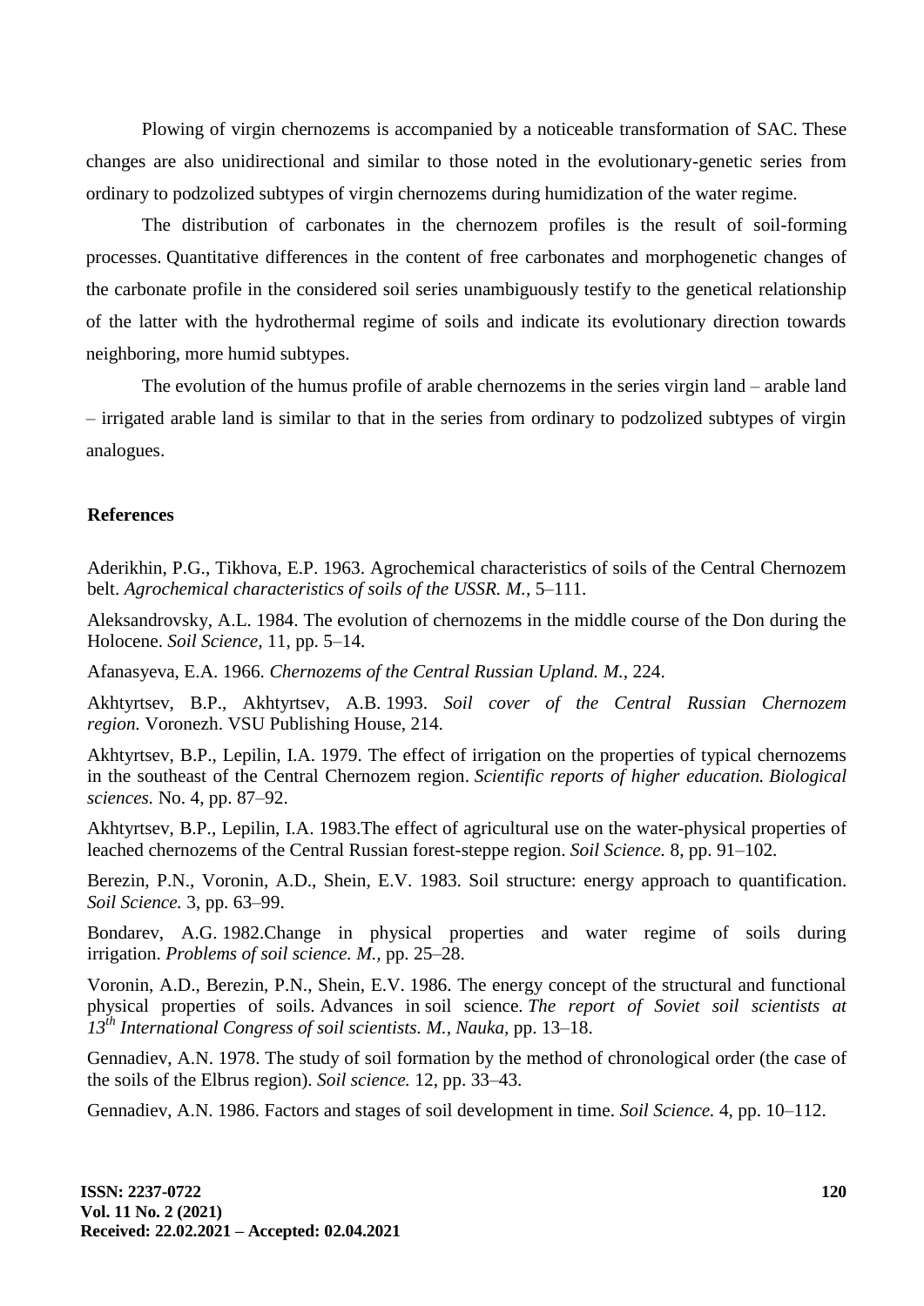Plowing of virgin chernozems is accompanied by a noticeable transformation of SAC. These changes are also unidirectional and similar to those noted in the evolutionary-genetic series from ordinary to podzolized subtypes of virgin chernozems during humidization of the water regime.

The distribution of carbonates in the chernozem profiles is the result of soil-forming processes. Quantitative differences in the content of free carbonates and morphogenetic changes of the carbonate profile in the considered soil series unambiguously testify to the genetical relationship of the latter with the hydrothermal regime of soils and indicate its evolutionary direction towards neighboring, more humid subtypes.

The evolution of the humus profile of arable chernozems in the series virgin land – arable land – irrigated arable land is similar to that in the series from ordinary to podzolized subtypes of virgin analogues.

## References

Aderikhin, P.G., Tikhova, E.P. 1963. Agrochemical characteristics of soils of the Central Chernozem belt. *Agrochemical characteristics of soils of the USSR. M.*, 5–111.

Aleksandrovsky, A.L. 1984. The evolution of chernozems in the middle course of the Don during the Holocene. *Soil Science*, 11, pp. 5–14.

Afanasyeva, E.A. 1966. *Chernozems of the Central Russian Upland. M.*, 224.

Akhtyrtsev, B.P., Akhtyrtsev, A.B. 1993. *Soil cover of the Central Russian Chernozem region.* Voronezh. VSU Publishing House, 214.

Akhtyrtsev, B.P., Lepilin, I.A. 1979. The effect of irrigation on the properties of typical chernozems in the southeast of the Central Chernozem region. *Scientific reports of higher education. Biological sciences.* No. 4, pp. 87–92.

Akhtyrtsev, B.P., Lepilin, I.A. 1983.The effect of agricultural use on the water-physical properties of leached chernozems of the Central Russian forest-steppe region. *Soil Science.* 8, pp. 91–102.

Berezin, P.N., Voronin, A.D., Shein, E.V. 1983. Soil structure: energy approach to quantification. *Soil Science.* 3, pp. 63–99.

Bondarev, A.G. 1982.Change in physical properties and water regime of soils during irrigation. *Problems of soil science. M.*, pp. 25–28.

Voronin, A.D., Berezin, P.N., Shein, E.V. 1986. The energy concept of the structural and functional physical properties of soils. Advances in soil science. *The report of Soviet soil scientists at 13th International Congress of soil scientists. M., Nauka,* pp. 13–18.

Gennadiev, A.N. 1978. The study of soil formation by the method of chronological order (the case of the soils of the Elbrus region). *Soil science.* 12, pp. 33–43.

Gennadiev, A.N. 1986. Factors and stages of soil development in time. *Soil Science.* 4, pp. 10–112.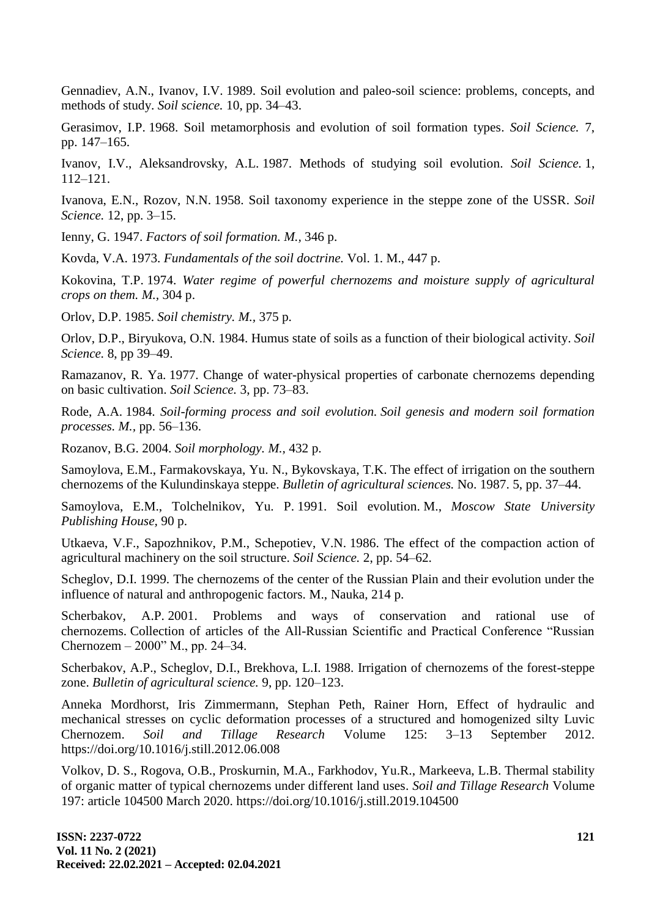Gennadiev, A.N., Ivanov, I.V. 1989. Soil evolution and paleo-soil science: problems, concepts, and methods of study. *Soil science.* 10, pp. 34–43.

Gerasimov, I.P. 1968. Soil metamorphosis and evolution of soil formation types. *Soil Science.* 7, pp. 147–165.

Ivanov, I.V., Aleksandrovsky, A.L. 1987. Methods of studying soil evolution. *Soil Science.* 1, 112–121.

Ivanova, E.N., Rozov, N.N. 1958. Soil taxonomy experience in the steppe zone of the USSR. *Soil Science.* 12, pp. 3–15.

Ienny, G. 1947. *Factors of soil formation. M.*, 346 p.

Kovda, V.A. 1973. *Fundamentals of the soil doctrine.* Vol. 1. M., 447 p.

Kokovina, T.P. 1974. *Water regime of powerful chernozems and moisture supply of agricultural crops on them. M.*, 304 p.

Orlov, D.P. 1985. *Soil chemistry. M.*, 375 p.

Orlov, D.P., Biryukova, O.N. 1984. Humus state of soils as a function of their biological activity. *Soil Science.* 8, pp 39–49.

Ramazanov, R. Ya. 1977. Change of water-physical properties of carbonate chernozems depending on basic cultivation. *Soil Science.* 3, pp. 73–83.

Rode, A.A. 1984. *Soil-forming process and soil evolution. Soil genesis and modern soil formation processes. M.*, pp. 56–136.

Rozanov, B.G. 2004. *Soil morphology. M.*, 432 p.

Samoylova, E.M., Farmakovskaya, Yu. N., Bykovskaya, T.K. The effect of irrigation on the southern chernozems of the Kulundinskaya steppe. *Bulletin of agricultural sciences.* No. 1987. 5, pp. 37–44.

Samoylova, E.M., Tolchelnikov, Yu. P. 1991. Soil evolution. M., *Moscow State University Publishing House,* 90 p.

Utkaeva, V.F., Sapozhnikov, P.M., Schepotiev, V.N. 1986. The effect of the compaction action of agricultural machinery on the soil structure. *Soil Science.* 2, pp. 54–62.

Scheglov, D.I. 1999. The chernozems of the center of the Russian Plain and their evolution under the influence of natural and anthropogenic factors. M., Nauka, 214 p.

Scherbakov, A.P. 2001. Problems and ways of conservation and rational use of chernozems. Collection of articles of the All-Russian Scientific and Practical Conference "Russian Chernozem – 2000" M., pp. 24–34.

Scherbakov, A.P., Scheglov, D.I., Brekhova, L.I. 1988. Irrigation of chernozems of the forest-steppe zone. *Bulletin of agricultural science.* 9, pp. 120–123.

Anneka Mordhorst, Iris Zimmermann, Stephan Peth, Rainer Horn, Effect of hydraulic and mechanical stresses on cyclic deformation processes of a structured and homogenized silty Luvic Chernozem. *Soil and Tillage Research* Volume 125: 3–13 September 2012. https://doi.org/10.1016/j.still.2012.06.008

Volkov, D. S., Rogova, O.B., Proskurnin, M.A., Farkhodov, Yu.R., Markeeva, L.B. Thermal stability of organic matter of typical chernozems under different land uses. *Soil and Tillage Research* Volume 197: article 104500 March 2020. https://doi.org/10.1016/j.still.2019.104500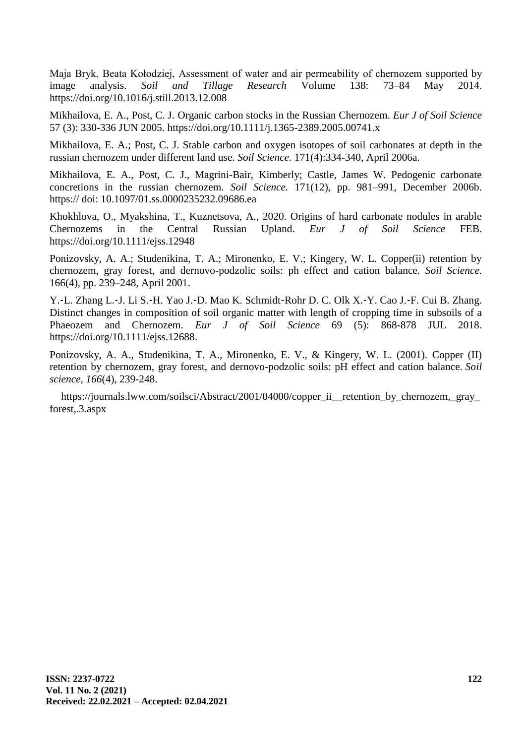Maja Bryk, Beata Kołodziej, Assessment of water and air permeability of chernozem supported by image analysis. *Soil and Tillage Research* Volume 138: 73–84 May 2014. https://doi.org/10.1016/j.still.2013.12.008

Mikhailova, E. A., Post, C. J. Organic carbon stocks in the Russian Chernozem. *Eur J of Soil Science* 57 (3): 330-336 JUN 2005. https://doi.org/10.1111/j.1365-2389.2005.00741.x

Mikhailova, E. A.; Post, C. J. Stable carbon and oxygen isotopes of soil carbonates at depth in the russian chernozem under different land use. *Soil Science.* 171(4):334-340, April 2006a.

Mikhailova, E. A., Post, C. J., Magrini-Bair, Kimberly; Castle, James W. Pedogenic carbonate concretions in the russian chernozem. *Soil Science.* 171(12), pp. 981–991, December 2006b. https:// doi: 10.1097/01.ss.0000235232.09686.ea

Khokhlova, O., Myakshina, T., Kuznetsova, A., 2020. Origins of hard carbonate nodules in arable Chernozems in the Central Russian Upland. *Eur J of Soil Science* FEB. https://doi.org/10.1111/ejss.12948

Ponizovsky, A. A.; Studenikina, T. A.; Mironenko, E. V.; Kingery, W. L. Copper(ii) retention by chernozem, gray forest, and dernovo-podzolic soils: ph effect and cation balance. *Soil Science.* 166(4), pp. 239–248, April 2001.

Y.‐L. Zhang L.‐J. Li S.‐H. Yao J.‐D. Mao K. Schmidt‐Rohr D. C. Olk X.‐Y. Cao J.‐F. Cui B. Zhang. Distinct changes in composition of soil organic matter with length of cropping time in subsoils of a Phaeozem and Chernozem. *Eur J of Soil Science* 69 (5): 868-878 JUL 2018. https://doi.org/10.1111/ejss.12688.

Ponizovsky, A. A., Studenikina, T. A., Mironenko, E. V., & Kingery, W. L. (2001). Copper (II) retention by chernozem, gray forest, and dernovo-podzolic soils: pH effect and cation balance. *Soil science*, *166*(4), 239-248.

https://journals.lww.com/soilsci/Abstract/2001/04000/copper_ii__retention_by_chernozem,_gray_forest,.3.aspx

**ISSN: 2237-0722**
**Vol. 11 No. 2 (2021)**
**Received: 22.02.2021 – Accepted: 02.04.2021**